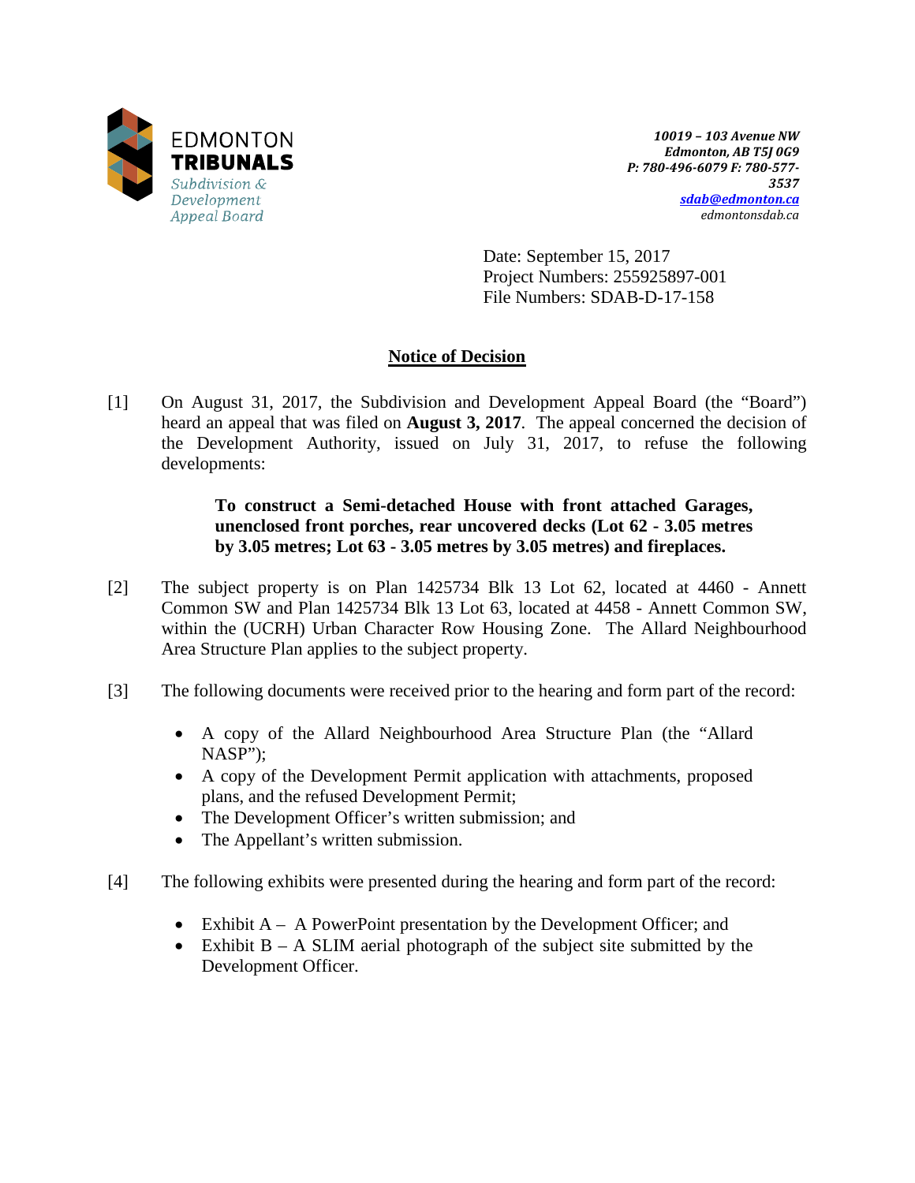EDMONTON **TRIBUNALS**
*Subdivision & Development Appeal Board*

***10019 – 103 Avenue NW***
***Edmonton, AB T5J 0G9***
***P: 780-496-6079 F: 780-577-3537***
***sdab@edmonton.ca***
*edmontonsdab.ca*

Date: September 15, 2017
Project Numbers: 255925897-001
File Numbers: SDAB-D-17-158

## Notice of Decision

[1] On August 31, 2017, the Subdivision and Development Appeal Board (the "Board") heard an appeal that was filed on **August 3, 2017**. The appeal concerned the decision of the Development Authority, issued on July 31, 2017, to refuse the following developments:

> **To construct a Semi-detached House with front attached Garages, unenclosed front porches, rear uncovered decks (Lot 62 - 3.05 metres by 3.05 metres; Lot 63 - 3.05 metres by 3.05 metres) and fireplaces.**

[2] The subject property is on Plan 1425734 Blk 13 Lot 62, located at 4460 - Annett Common SW and Plan 1425734 Blk 13 Lot 63, located at 4458 - Annett Common SW, within the (UCRH) Urban Character Row Housing Zone. The Allard Neighbourhood Area Structure Plan applies to the subject property.

[3] The following documents were received prior to the hearing and form part of the record:

- A copy of the Allard Neighbourhood Area Structure Plan (the "Allard NASP");
- A copy of the Development Permit application with attachments, proposed plans, and the refused Development Permit;
- The Development Officer's written submission; and
- The Appellant's written submission.

[4] The following exhibits were presented during the hearing and form part of the record:

- Exhibit A – A PowerPoint presentation by the Development Officer; and
- Exhibit B – A SLIM aerial photograph of the subject site submitted by the Development Officer.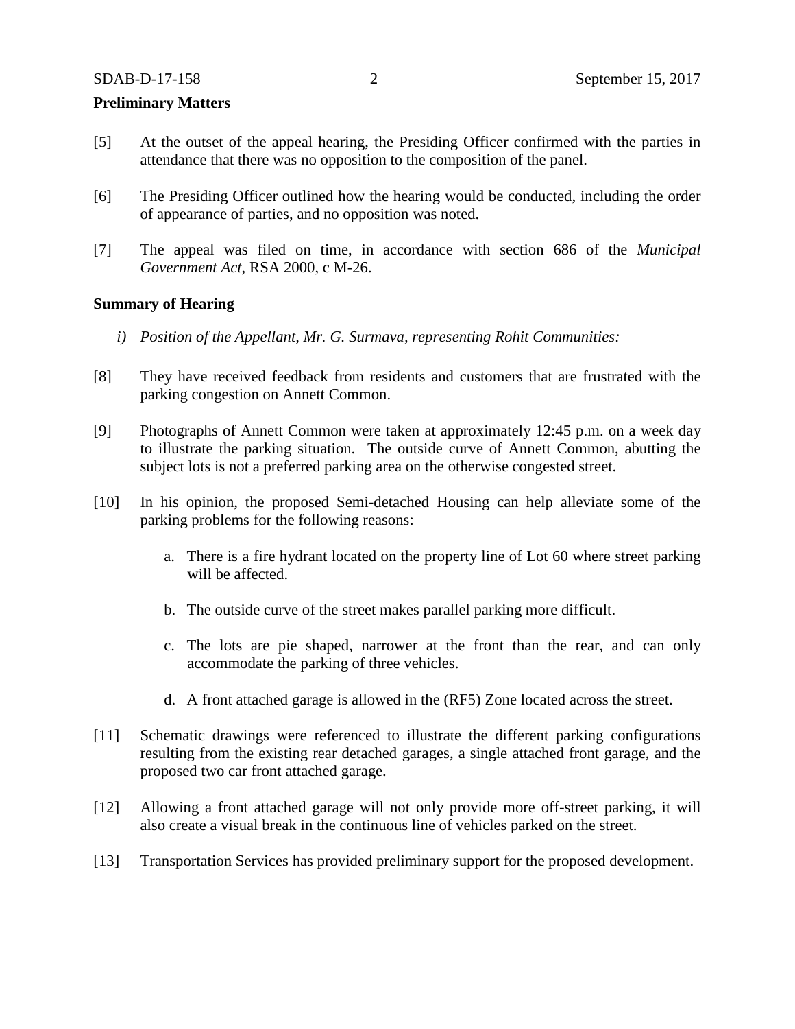**Preliminary Matters**

[5] At the outset of the appeal hearing, the Presiding Officer confirmed with the parties in attendance that there was no opposition to the composition of the panel.

[6] The Presiding Officer outlined how the hearing would be conducted, including the order of appearance of parties, and no opposition was noted.

[7] The appeal was filed on time, in accordance with section 686 of the *Municipal Government Act*, RSA 2000, c M-26.

**Summary of Hearing**

*i) Position of the Appellant, Mr. G. Surmava, representing Rohit Communities:*

[8] They have received feedback from residents and customers that are frustrated with the parking congestion on Annett Common.

[9] Photographs of Annett Common were taken at approximately 12:45 p.m. on a week day to illustrate the parking situation. The outside curve of Annett Common, abutting the subject lots is not a preferred parking area on the otherwise congested street.

[10] In his opinion, the proposed Semi-detached Housing can help alleviate some of the parking problems for the following reasons:

a. There is a fire hydrant located on the property line of Lot 60 where street parking will be affected.

b. The outside curve of the street makes parallel parking more difficult.

c. The lots are pie shaped, narrower at the front than the rear, and can only accommodate the parking of three vehicles.

d. A front attached garage is allowed in the (RF5) Zone located across the street.

[11] Schematic drawings were referenced to illustrate the different parking configurations resulting from the existing rear detached garages, a single attached front garage, and the proposed two car front attached garage.

[12] Allowing a front attached garage will not only provide more off-street parking, it will also create a visual break in the continuous line of vehicles parked on the street.

[13] Transportation Services has provided preliminary support for the proposed development.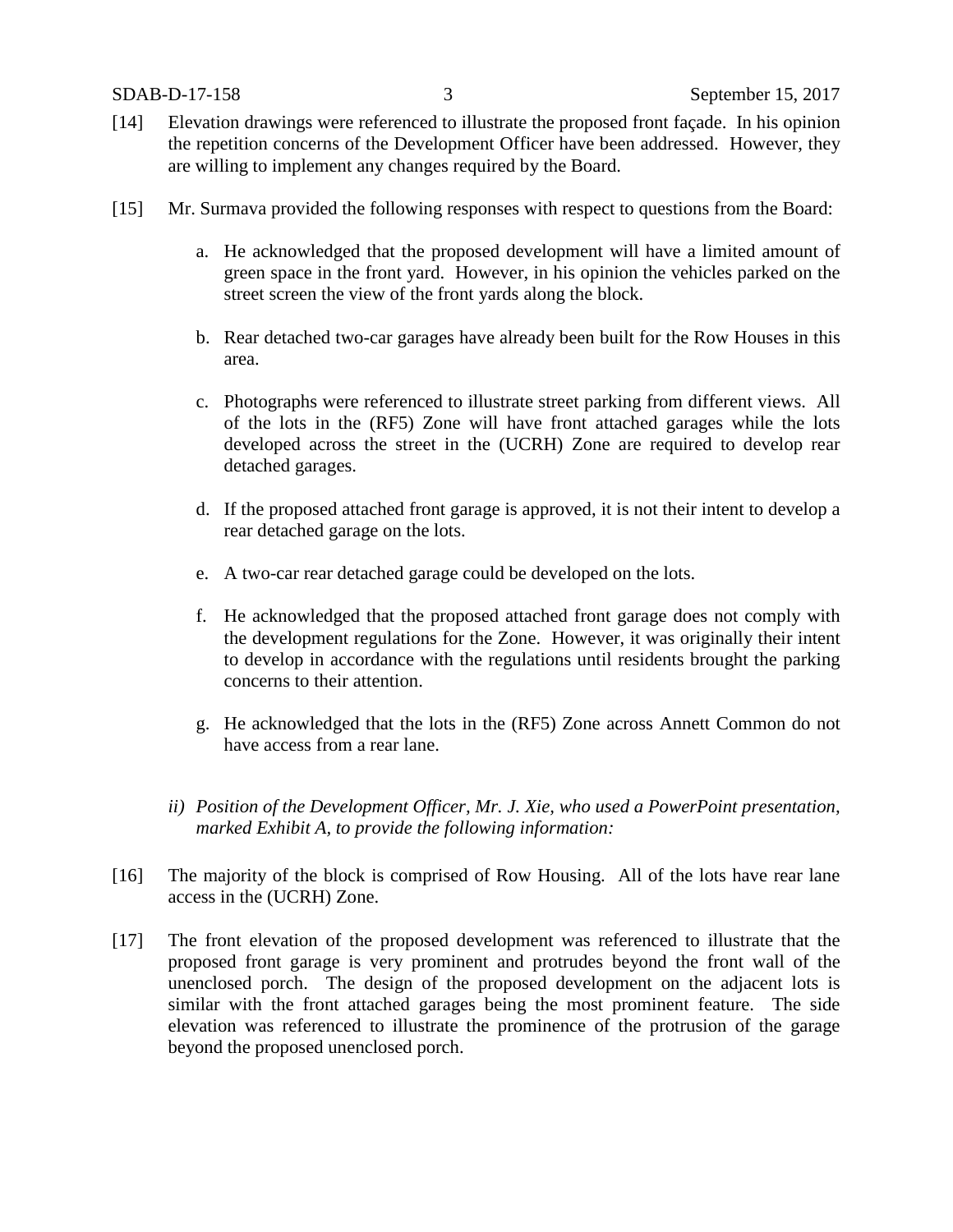[14] Elevation drawings were referenced to illustrate the proposed front façade. In his opinion the repetition concerns of the Development Officer have been addressed. However, they are willing to implement any changes required by the Board.

[15] Mr. Surmava provided the following responses with respect to questions from the Board:

a. He acknowledged that the proposed development will have a limited amount of green space in the front yard. However, in his opinion the vehicles parked on the street screen the view of the front yards along the block.

b. Rear detached two-car garages have already been built for the Row Houses in this area.

c. Photographs were referenced to illustrate street parking from different views. All of the lots in the (RF5) Zone will have front attached garages while the lots developed across the street in the (UCRH) Zone are required to develop rear detached garages.

d. If the proposed attached front garage is approved, it is not their intent to develop a rear detached garage on the lots.

e. A two-car rear detached garage could be developed on the lots.

f. He acknowledged that the proposed attached front garage does not comply with the development regulations for the Zone. However, it was originally their intent to develop in accordance with the regulations until residents brought the parking concerns to their attention.

g. He acknowledged that the lots in the (RF5) Zone across Annett Common do not have access from a rear lane.

*ii) Position of the Development Officer, Mr. J. Xie, who used a PowerPoint presentation, marked Exhibit A, to provide the following information:*

[16] The majority of the block is comprised of Row Housing. All of the lots have rear lane access in the (UCRH) Zone.

[17] The front elevation of the proposed development was referenced to illustrate that the proposed front garage is very prominent and protrudes beyond the front wall of the unenclosed porch. The design of the proposed development on the adjacent lots is similar with the front attached garages being the most prominent feature. The side elevation was referenced to illustrate the prominence of the protrusion of the garage beyond the proposed unenclosed porch.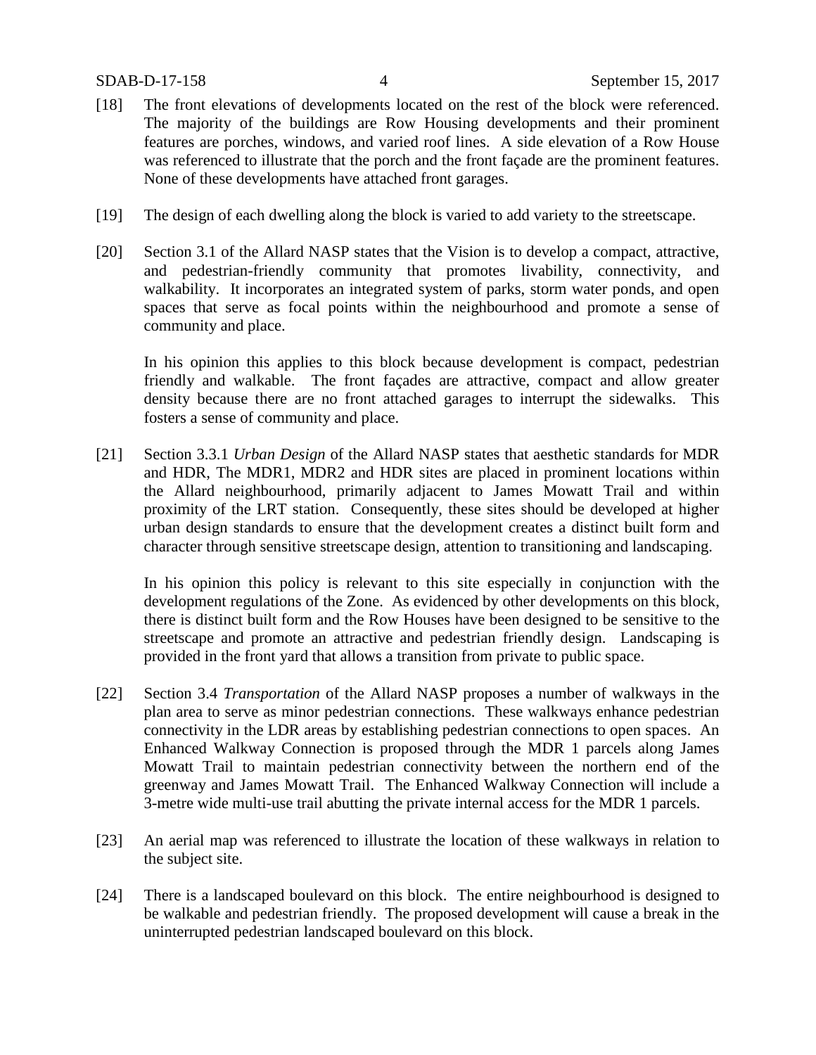[18] The front elevations of developments located on the rest of the block were referenced. The majority of the buildings are Row Housing developments and their prominent features are porches, windows, and varied roof lines. A side elevation of a Row House was referenced to illustrate that the porch and the front façade are the prominent features. None of these developments have attached front garages.

[19] The design of each dwelling along the block is varied to add variety to the streetscape.

[20] Section 3.1 of the Allard NASP states that the Vision is to develop a compact, attractive, and pedestrian-friendly community that promotes livability, connectivity, and walkability. It incorporates an integrated system of parks, storm water ponds, and open spaces that serve as focal points within the neighbourhood and promote a sense of community and place.

In his opinion this applies to this block because development is compact, pedestrian friendly and walkable. The front façades are attractive, compact and allow greater density because there are no front attached garages to interrupt the sidewalks. This fosters a sense of community and place.

[21] Section 3.3.1 *Urban Design* of the Allard NASP states that aesthetic standards for MDR and HDR, The MDR1, MDR2 and HDR sites are placed in prominent locations within the Allard neighbourhood, primarily adjacent to James Mowatt Trail and within proximity of the LRT station. Consequently, these sites should be developed at higher urban design standards to ensure that the development creates a distinct built form and character through sensitive streetscape design, attention to transitioning and landscaping.

In his opinion this policy is relevant to this site especially in conjunction with the development regulations of the Zone. As evidenced by other developments on this block, there is distinct built form and the Row Houses have been designed to be sensitive to the streetscape and promote an attractive and pedestrian friendly design. Landscaping is provided in the front yard that allows a transition from private to public space.

[22] Section 3.4 *Transportation* of the Allard NASP proposes a number of walkways in the plan area to serve as minor pedestrian connections. These walkways enhance pedestrian connectivity in the LDR areas by establishing pedestrian connections to open spaces. An Enhanced Walkway Connection is proposed through the MDR 1 parcels along James Mowatt Trail to maintain pedestrian connectivity between the northern end of the greenway and James Mowatt Trail. The Enhanced Walkway Connection will include a 3-metre wide multi-use trail abutting the private internal access for the MDR 1 parcels.

[23] An aerial map was referenced to illustrate the location of these walkways in relation to the subject site.

[24] There is a landscaped boulevard on this block. The entire neighbourhood is designed to be walkable and pedestrian friendly. The proposed development will cause a break in the uninterrupted pedestrian landscaped boulevard on this block.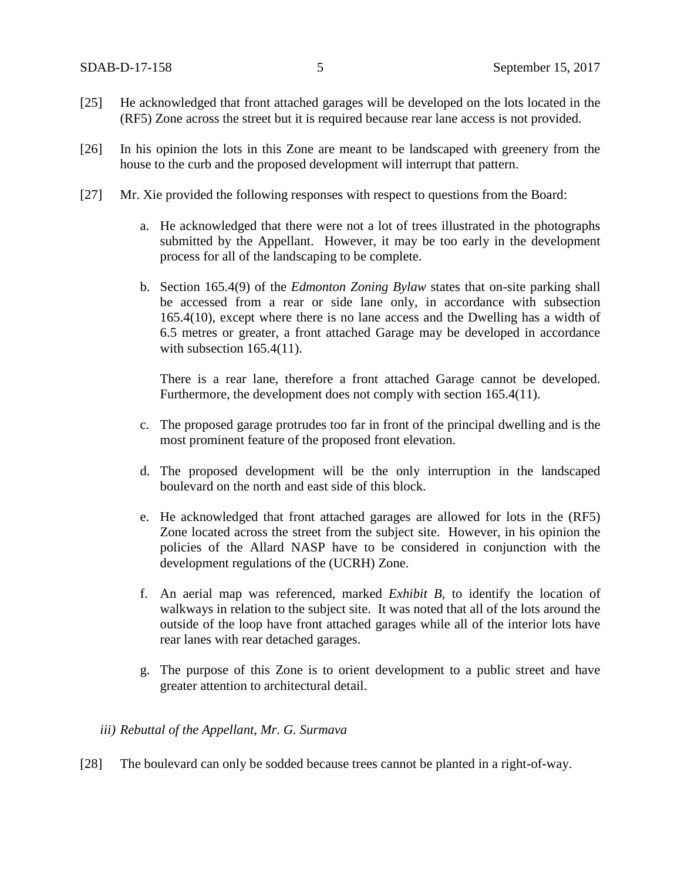[25] He acknowledged that front attached garages will be developed on the lots located in the (RF5) Zone across the street but it is required because rear lane access is not provided.

[26] In his opinion the lots in this Zone are meant to be landscaped with greenery from the house to the curb and the proposed development will interrupt that pattern.

[27] Mr. Xie provided the following responses with respect to questions from the Board:

a. He acknowledged that there were not a lot of trees illustrated in the photographs submitted by the Appellant. However, it may be too early in the development process for all of the landscaping to be complete.

b. Section 165.4(9) of the *Edmonton Zoning Bylaw* states that on-site parking shall be accessed from a rear or side lane only, in accordance with subsection 165.4(10), except where there is no lane access and the Dwelling has a width of 6.5 metres or greater, a front attached Garage may be developed in accordance with subsection 165.4(11).

   There is a rear lane, therefore a front attached Garage cannot be developed. Furthermore, the development does not comply with section 165.4(11).

c. The proposed garage protrudes too far in front of the principal dwelling and is the most prominent feature of the proposed front elevation.

d. The proposed development will be the only interruption in the landscaped boulevard on the north and east side of this block.

e. He acknowledged that front attached garages are allowed for lots in the (RF5) Zone located across the street from the subject site. However, in his opinion the policies of the Allard NASP have to be considered in conjunction with the development regulations of the (UCRH) Zone.

f. An aerial map was referenced, marked *Exhibit B*, to identify the location of walkways in relation to the subject site. It was noted that all of the lots around the outside of the loop have front attached garages while all of the interior lots have rear lanes with rear detached garages.

g. The purpose of this Zone is to orient development to a public street and have greater attention to architectural detail.

*iii) Rebuttal of the Appellant, Mr. G. Surmava*

[28] The boulevard can only be sodded because trees cannot be planted in a right-of-way.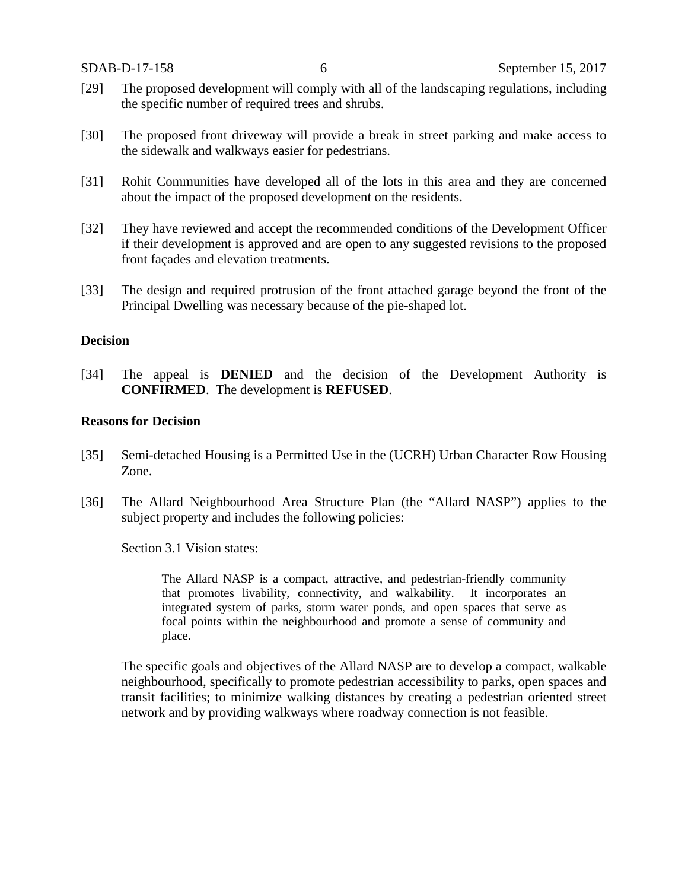[29] The proposed development will comply with all of the landscaping regulations, including the specific number of required trees and shrubs.

[30] The proposed front driveway will provide a break in street parking and make access to the sidewalk and walkways easier for pedestrians.

[31] Rohit Communities have developed all of the lots in this area and they are concerned about the impact of the proposed development on the residents.

[32] They have reviewed and accept the recommended conditions of the Development Officer if their development is approved and are open to any suggested revisions to the proposed front façades and elevation treatments.

[33] The design and required protrusion of the front attached garage beyond the front of the Principal Dwelling was necessary because of the pie-shaped lot.

**Decision**

[34] The appeal is **DENIED** and the decision of the Development Authority is **CONFIRMED**. The development is **REFUSED**.

**Reasons for Decision**

[35] Semi-detached Housing is a Permitted Use in the (UCRH) Urban Character Row Housing Zone.

[36] The Allard Neighbourhood Area Structure Plan (the "Allard NASP") applies to the subject property and includes the following policies:

Section 3.1 Vision states:

> The Allard NASP is a compact, attractive, and pedestrian-friendly community that promotes livability, connectivity, and walkability. It incorporates an integrated system of parks, storm water ponds, and open spaces that serve as focal points within the neighbourhood and promote a sense of community and place.

The specific goals and objectives of the Allard NASP are to develop a compact, walkable neighbourhood, specifically to promote pedestrian accessibility to parks, open spaces and transit facilities; to minimize walking distances by creating a pedestrian oriented street network and by providing walkways where roadway connection is not feasible.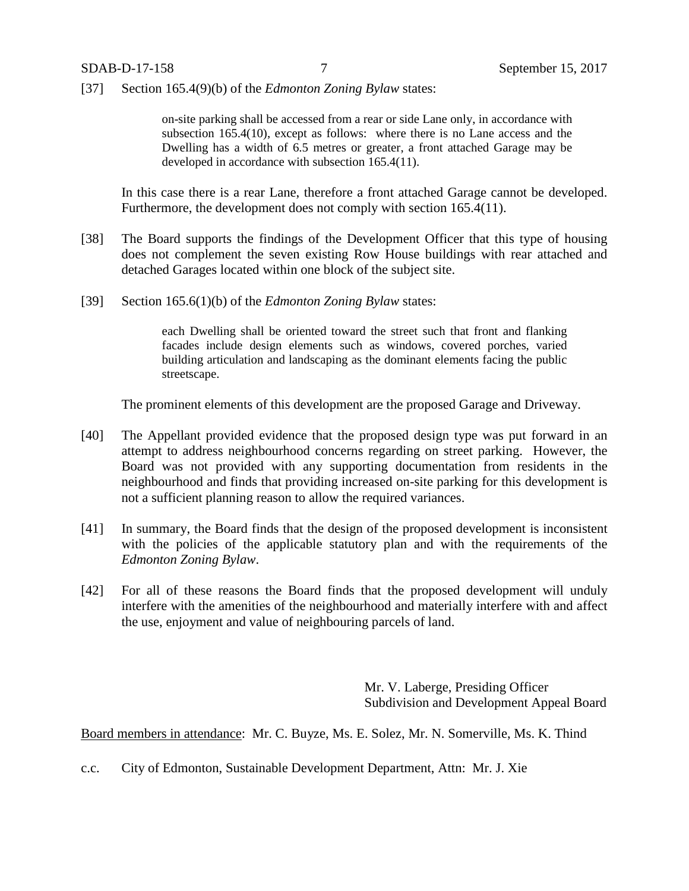[37] Section 165.4(9)(b) of the *Edmonton Zoning Bylaw* states:

> on-site parking shall be accessed from a rear or side Lane only, in accordance with subsection 165.4(10), except as follows: where there is no Lane access and the Dwelling has a width of 6.5 metres or greater, a front attached Garage may be developed in accordance with subsection 165.4(11).

In this case there is a rear Lane, therefore a front attached Garage cannot be developed. Furthermore, the development does not comply with section 165.4(11).

[38] The Board supports the findings of the Development Officer that this type of housing does not complement the seven existing Row House buildings with rear attached and detached Garages located within one block of the subject site.

[39] Section 165.6(1)(b) of the *Edmonton Zoning Bylaw* states:

> each Dwelling shall be oriented toward the street such that front and flanking facades include design elements such as windows, covered porches, varied building articulation and landscaping as the dominant elements facing the public streetscape.

The prominent elements of this development are the proposed Garage and Driveway.

[40] The Appellant provided evidence that the proposed design type was put forward in an attempt to address neighbourhood concerns regarding on street parking. However, the Board was not provided with any supporting documentation from residents in the neighbourhood and finds that providing increased on-site parking for this development is not a sufficient planning reason to allow the required variances.

[41] In summary, the Board finds that the design of the proposed development is inconsistent with the policies of the applicable statutory plan and with the requirements of the *Edmonton Zoning Bylaw*.

[42] For all of these reasons the Board finds that the proposed development will unduly interfere with the amenities of the neighbourhood and materially interfere with and affect the use, enjoyment and value of neighbouring parcels of land.

Mr. V. Laberge, Presiding Officer
Subdivision and Development Appeal Board

<u>Board members in attendance</u>: Mr. C. Buyze, Ms. E. Solez, Mr. N. Somerville, Ms. K. Thind

c.c. City of Edmonton, Sustainable Development Department, Attn: Mr. J. Xie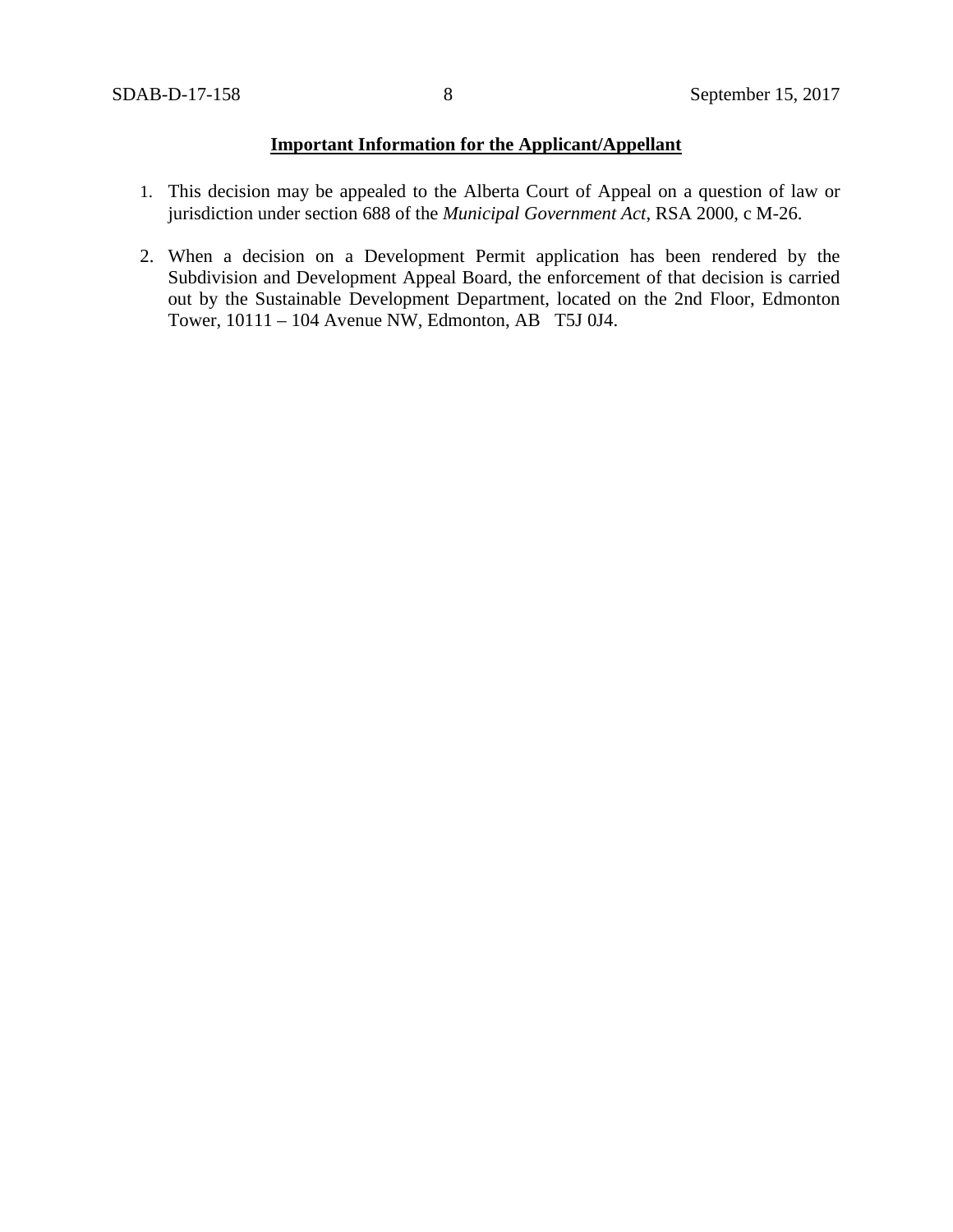**Important Information for the Applicant/Appellant**

1. This decision may be appealed to the Alberta Court of Appeal on a question of law or jurisdiction under section 688 of the *Municipal Government Act*, RSA 2000, c M-26.

2. When a decision on a Development Permit application has been rendered by the Subdivision and Development Appeal Board, the enforcement of that decision is carried out by the Sustainable Development Department, located on the 2nd Floor, Edmonton Tower, 10111 – 104 Avenue NW, Edmonton, AB T5J 0J4.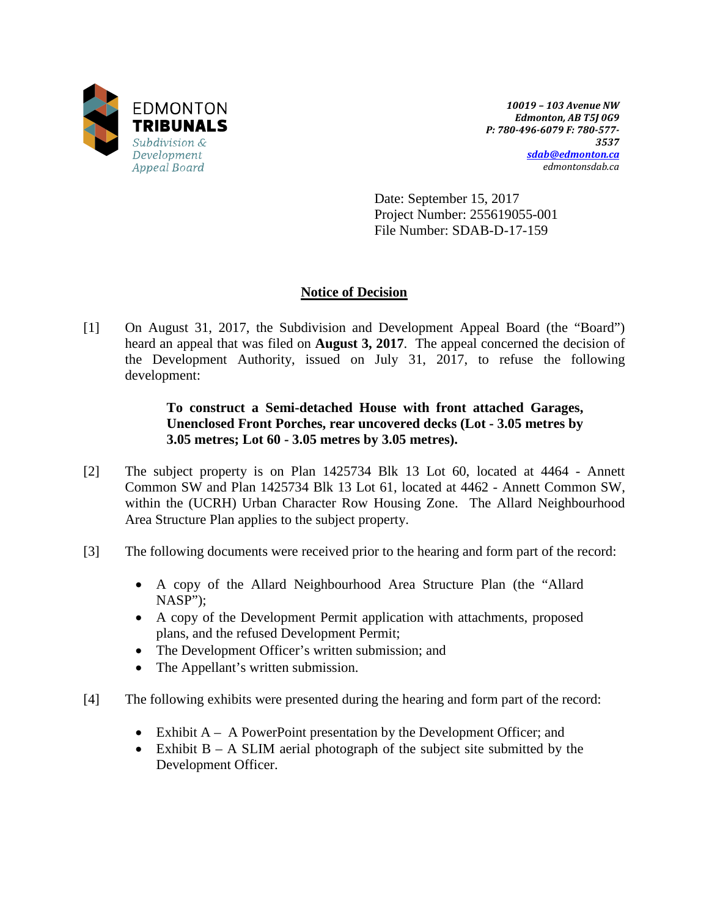EDMONTON
**TRIBUNALS**
*Subdivision & Development Appeal Board*

***10019 – 103 Avenue NW***
***Edmonton, AB T5J 0G9***
***P: 780-496-6079 F: 780-577-3537***
***sdab@edmonton.ca***
*edmontonsdab.ca*

Date: September 15, 2017
Project Number: 255619055-001
File Number: SDAB-D-17-159

## Notice of Decision

[1] On August 31, 2017, the Subdivision and Development Appeal Board (the "Board") heard an appeal that was filed on **August 3, 2017**. The appeal concerned the decision of the Development Authority, issued on July 31, 2017, to refuse the following development:

> **To construct a Semi-detached House with front attached Garages, Unenclosed Front Porches, rear uncovered decks (Lot - 3.05 metres by 3.05 metres; Lot 60 - 3.05 metres by 3.05 metres).**

[2] The subject property is on Plan 1425734 Blk 13 Lot 60, located at 4464 - Annett Common SW and Plan 1425734 Blk 13 Lot 61, located at 4462 - Annett Common SW, within the (UCRH) Urban Character Row Housing Zone. The Allard Neighbourhood Area Structure Plan applies to the subject property.

[3] The following documents were received prior to the hearing and form part of the record:

- A copy of the Allard Neighbourhood Area Structure Plan (the "Allard NASP");
- A copy of the Development Permit application with attachments, proposed plans, and the refused Development Permit;
- The Development Officer's written submission; and
- The Appellant's written submission.

[4] The following exhibits were presented during the hearing and form part of the record:

- Exhibit A – A PowerPoint presentation by the Development Officer; and
- Exhibit B – A SLIM aerial photograph of the subject site submitted by the Development Officer.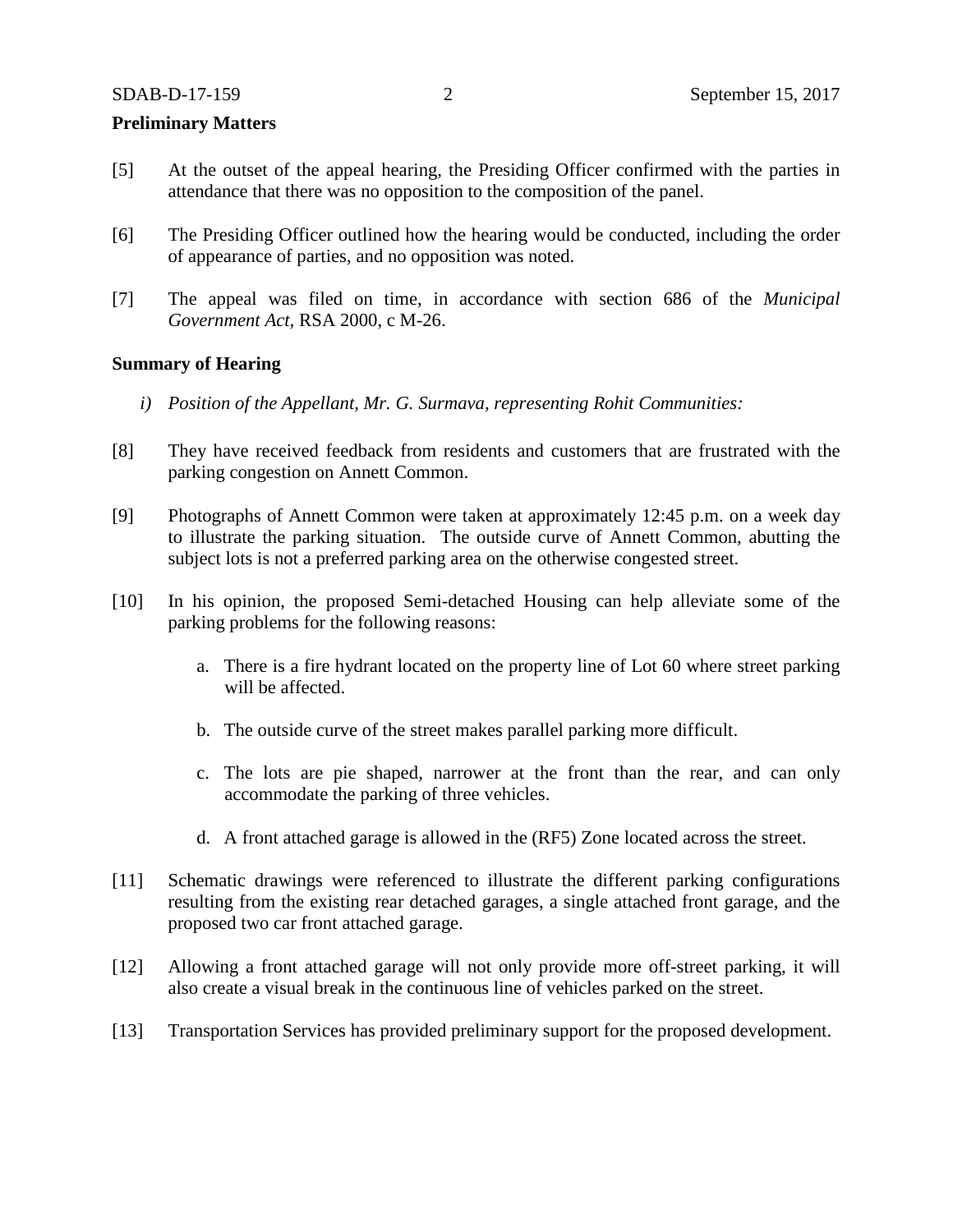**Preliminary Matters**

[5] At the outset of the appeal hearing, the Presiding Officer confirmed with the parties in attendance that there was no opposition to the composition of the panel.

[6] The Presiding Officer outlined how the hearing would be conducted, including the order of appearance of parties, and no opposition was noted.

[7] The appeal was filed on time, in accordance with section 686 of the *Municipal Government Act*, RSA 2000, c M-26.

**Summary of Hearing**

*i) Position of the Appellant, Mr. G. Surmava, representing Rohit Communities:*

[8] They have received feedback from residents and customers that are frustrated with the parking congestion on Annett Common.

[9] Photographs of Annett Common were taken at approximately 12:45 p.m. on a week day to illustrate the parking situation. The outside curve of Annett Common, abutting the subject lots is not a preferred parking area on the otherwise congested street.

[10] In his opinion, the proposed Semi-detached Housing can help alleviate some of the parking problems for the following reasons:

a. There is a fire hydrant located on the property line of Lot 60 where street parking will be affected.

b. The outside curve of the street makes parallel parking more difficult.

c. The lots are pie shaped, narrower at the front than the rear, and can only accommodate the parking of three vehicles.

d. A front attached garage is allowed in the (RF5) Zone located across the street.

[11] Schematic drawings were referenced to illustrate the different parking configurations resulting from the existing rear detached garages, a single attached front garage, and the proposed two car front attached garage.

[12] Allowing a front attached garage will not only provide more off-street parking, it will also create a visual break in the continuous line of vehicles parked on the street.

[13] Transportation Services has provided preliminary support for the proposed development.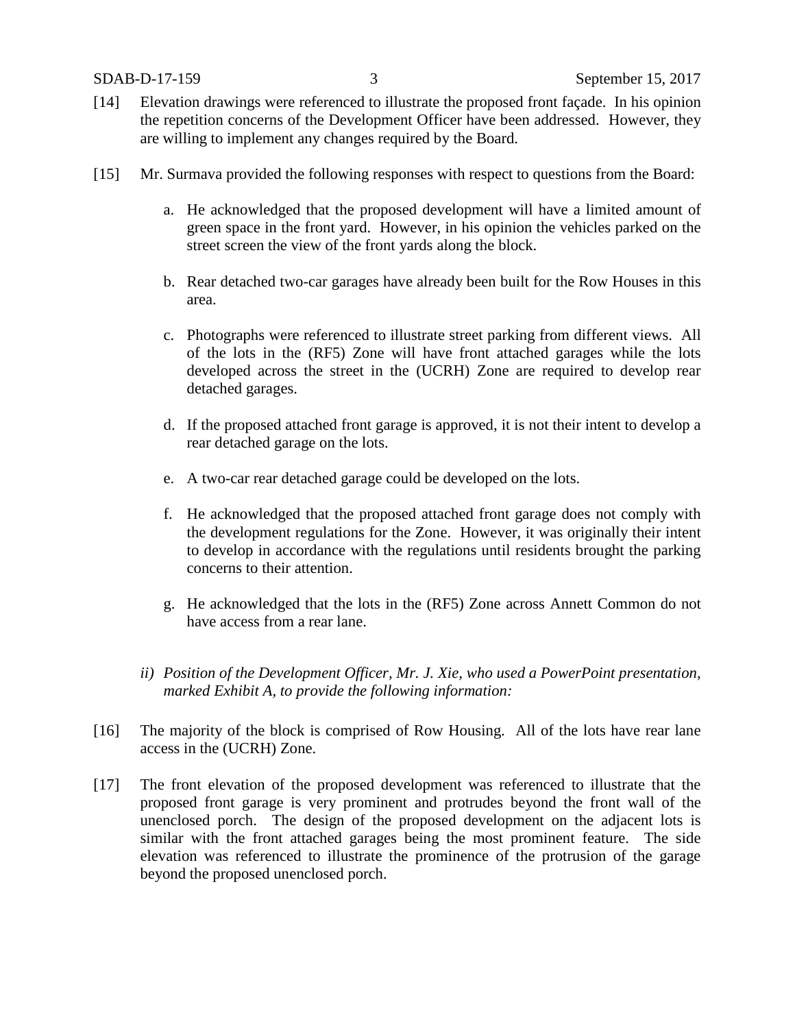[14] Elevation drawings were referenced to illustrate the proposed front façade. In his opinion the repetition concerns of the Development Officer have been addressed. However, they are willing to implement any changes required by the Board.

[15] Mr. Surmava provided the following responses with respect to questions from the Board:

a. He acknowledged that the proposed development will have a limited amount of green space in the front yard. However, in his opinion the vehicles parked on the street screen the view of the front yards along the block.

b. Rear detached two-car garages have already been built for the Row Houses in this area.

c. Photographs were referenced to illustrate street parking from different views. All of the lots in the (RF5) Zone will have front attached garages while the lots developed across the street in the (UCRH) Zone are required to develop rear detached garages.

d. If the proposed attached front garage is approved, it is not their intent to develop a rear detached garage on the lots.

e. A two-car rear detached garage could be developed on the lots.

f. He acknowledged that the proposed attached front garage does not comply with the development regulations for the Zone. However, it was originally their intent to develop in accordance with the regulations until residents brought the parking concerns to their attention.

g. He acknowledged that the lots in the (RF5) Zone across Annett Common do not have access from a rear lane.

*ii) Position of the Development Officer, Mr. J. Xie, who used a PowerPoint presentation, marked Exhibit A, to provide the following information:*

[16] The majority of the block is comprised of Row Housing. All of the lots have rear lane access in the (UCRH) Zone.

[17] The front elevation of the proposed development was referenced to illustrate that the proposed front garage is very prominent and protrudes beyond the front wall of the unenclosed porch. The design of the proposed development on the adjacent lots is similar with the front attached garages being the most prominent feature. The side elevation was referenced to illustrate the prominence of the protrusion of the garage beyond the proposed unenclosed porch.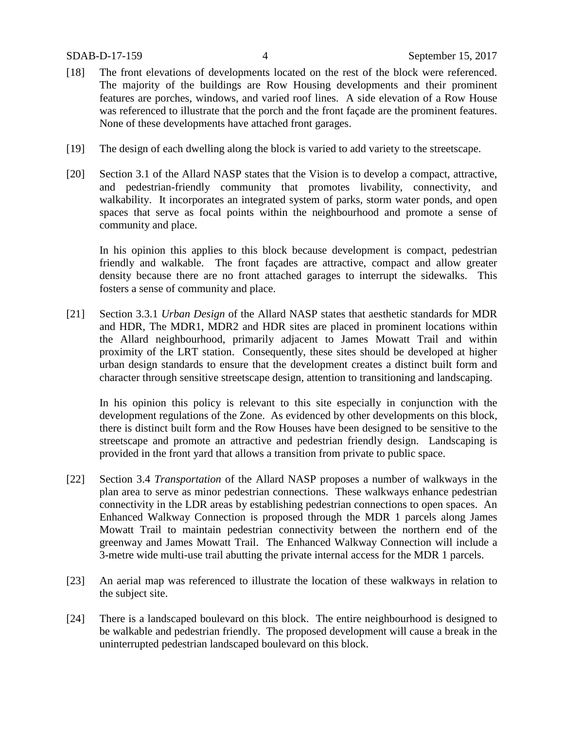[18] The front elevations of developments located on the rest of the block were referenced. The majority of the buildings are Row Housing developments and their prominent features are porches, windows, and varied roof lines. A side elevation of a Row House was referenced to illustrate that the porch and the front façade are the prominent features. None of these developments have attached front garages.

[19] The design of each dwelling along the block is varied to add variety to the streetscape.

[20] Section 3.1 of the Allard NASP states that the Vision is to develop a compact, attractive, and pedestrian-friendly community that promotes livability, connectivity, and walkability. It incorporates an integrated system of parks, storm water ponds, and open spaces that serve as focal points within the neighbourhood and promote a sense of community and place.

In his opinion this applies to this block because development is compact, pedestrian friendly and walkable. The front façades are attractive, compact and allow greater density because there are no front attached garages to interrupt the sidewalks. This fosters a sense of community and place.

[21] Section 3.3.1 *Urban Design* of the Allard NASP states that aesthetic standards for MDR and HDR, The MDR1, MDR2 and HDR sites are placed in prominent locations within the Allard neighbourhood, primarily adjacent to James Mowatt Trail and within proximity of the LRT station. Consequently, these sites should be developed at higher urban design standards to ensure that the development creates a distinct built form and character through sensitive streetscape design, attention to transitioning and landscaping.

In his opinion this policy is relevant to this site especially in conjunction with the development regulations of the Zone. As evidenced by other developments on this block, there is distinct built form and the Row Houses have been designed to be sensitive to the streetscape and promote an attractive and pedestrian friendly design. Landscaping is provided in the front yard that allows a transition from private to public space.

[22] Section 3.4 *Transportation* of the Allard NASP proposes a number of walkways in the plan area to serve as minor pedestrian connections. These walkways enhance pedestrian connectivity in the LDR areas by establishing pedestrian connections to open spaces. An Enhanced Walkway Connection is proposed through the MDR 1 parcels along James Mowatt Trail to maintain pedestrian connectivity between the northern end of the greenway and James Mowatt Trail. The Enhanced Walkway Connection will include a 3-metre wide multi-use trail abutting the private internal access for the MDR 1 parcels.

[23] An aerial map was referenced to illustrate the location of these walkways in relation to the subject site.

[24] There is a landscaped boulevard on this block. The entire neighbourhood is designed to be walkable and pedestrian friendly. The proposed development will cause a break in the uninterrupted pedestrian landscaped boulevard on this block.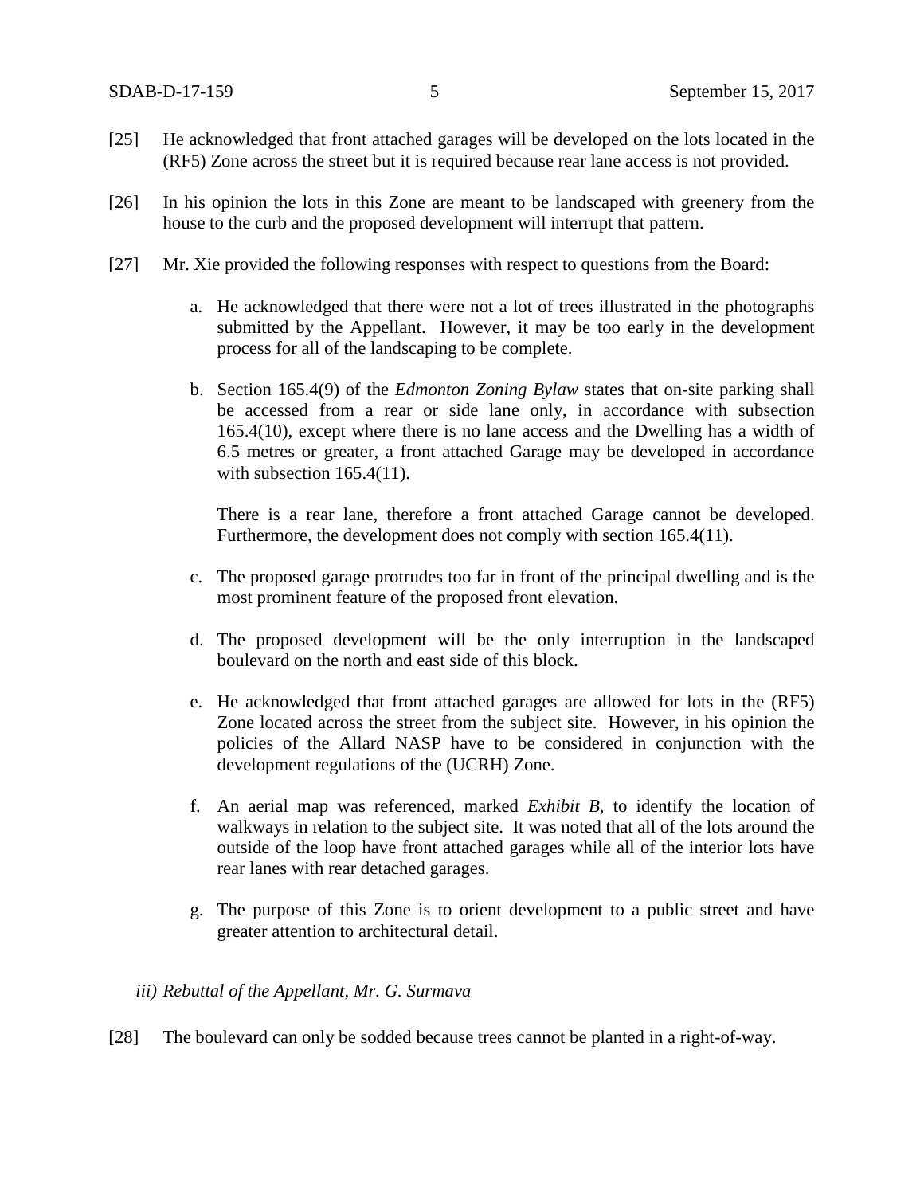[25] He acknowledged that front attached garages will be developed on the lots located in the (RF5) Zone across the street but it is required because rear lane access is not provided.

[26] In his opinion the lots in this Zone are meant to be landscaped with greenery from the house to the curb and the proposed development will interrupt that pattern.

[27] Mr. Xie provided the following responses with respect to questions from the Board:

a. He acknowledged that there were not a lot of trees illustrated in the photographs submitted by the Appellant. However, it may be too early in the development process for all of the landscaping to be complete.

b. Section 165.4(9) of the *Edmonton Zoning Bylaw* states that on-site parking shall be accessed from a rear or side lane only, in accordance with subsection 165.4(10), except where there is no lane access and the Dwelling has a width of 6.5 metres or greater, a front attached Garage may be developed in accordance with subsection 165.4(11).

   There is a rear lane, therefore a front attached Garage cannot be developed. Furthermore, the development does not comply with section 165.4(11).

c. The proposed garage protrudes too far in front of the principal dwelling and is the most prominent feature of the proposed front elevation.

d. The proposed development will be the only interruption in the landscaped boulevard on the north and east side of this block.

e. He acknowledged that front attached garages are allowed for lots in the (RF5) Zone located across the street from the subject site. However, in his opinion the policies of the Allard NASP have to be considered in conjunction with the development regulations of the (UCRH) Zone.

f. An aerial map was referenced, marked *Exhibit B*, to identify the location of walkways in relation to the subject site. It was noted that all of the lots around the outside of the loop have front attached garages while all of the interior lots have rear lanes with rear detached garages.

g. The purpose of this Zone is to orient development to a public street and have greater attention to architectural detail.

*iii) Rebuttal of the Appellant, Mr. G. Surmava*

[28] The boulevard can only be sodded because trees cannot be planted in a right-of-way.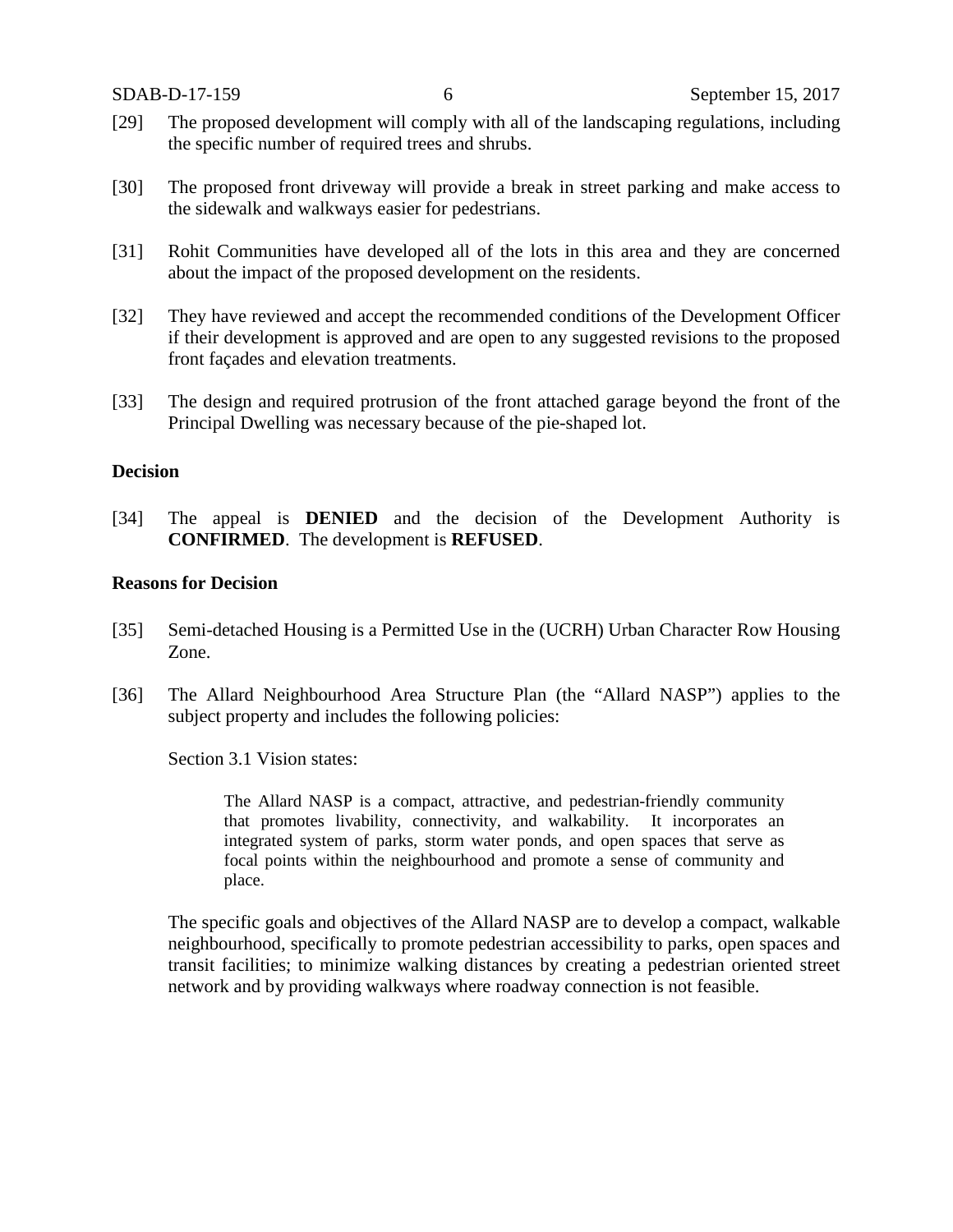[29] The proposed development will comply with all of the landscaping regulations, including the specific number of required trees and shrubs.

[30] The proposed front driveway will provide a break in street parking and make access to the sidewalk and walkways easier for pedestrians.

[31] Rohit Communities have developed all of the lots in this area and they are concerned about the impact of the proposed development on the residents.

[32] They have reviewed and accept the recommended conditions of the Development Officer if their development is approved and are open to any suggested revisions to the proposed front façades and elevation treatments.

[33] The design and required protrusion of the front attached garage beyond the front of the Principal Dwelling was necessary because of the pie-shaped lot.

**Decision**

[34] The appeal is **DENIED** and the decision of the Development Authority is **CONFIRMED**. The development is **REFUSED**.

**Reasons for Decision**

[35] Semi-detached Housing is a Permitted Use in the (UCRH) Urban Character Row Housing Zone.

[36] The Allard Neighbourhood Area Structure Plan (the "Allard NASP") applies to the subject property and includes the following policies:

Section 3.1 Vision states:

> The Allard NASP is a compact, attractive, and pedestrian-friendly community that promotes livability, connectivity, and walkability. It incorporates an integrated system of parks, storm water ponds, and open spaces that serve as focal points within the neighbourhood and promote a sense of community and place.

The specific goals and objectives of the Allard NASP are to develop a compact, walkable neighbourhood, specifically to promote pedestrian accessibility to parks, open spaces and transit facilities; to minimize walking distances by creating a pedestrian oriented street network and by providing walkways where roadway connection is not feasible.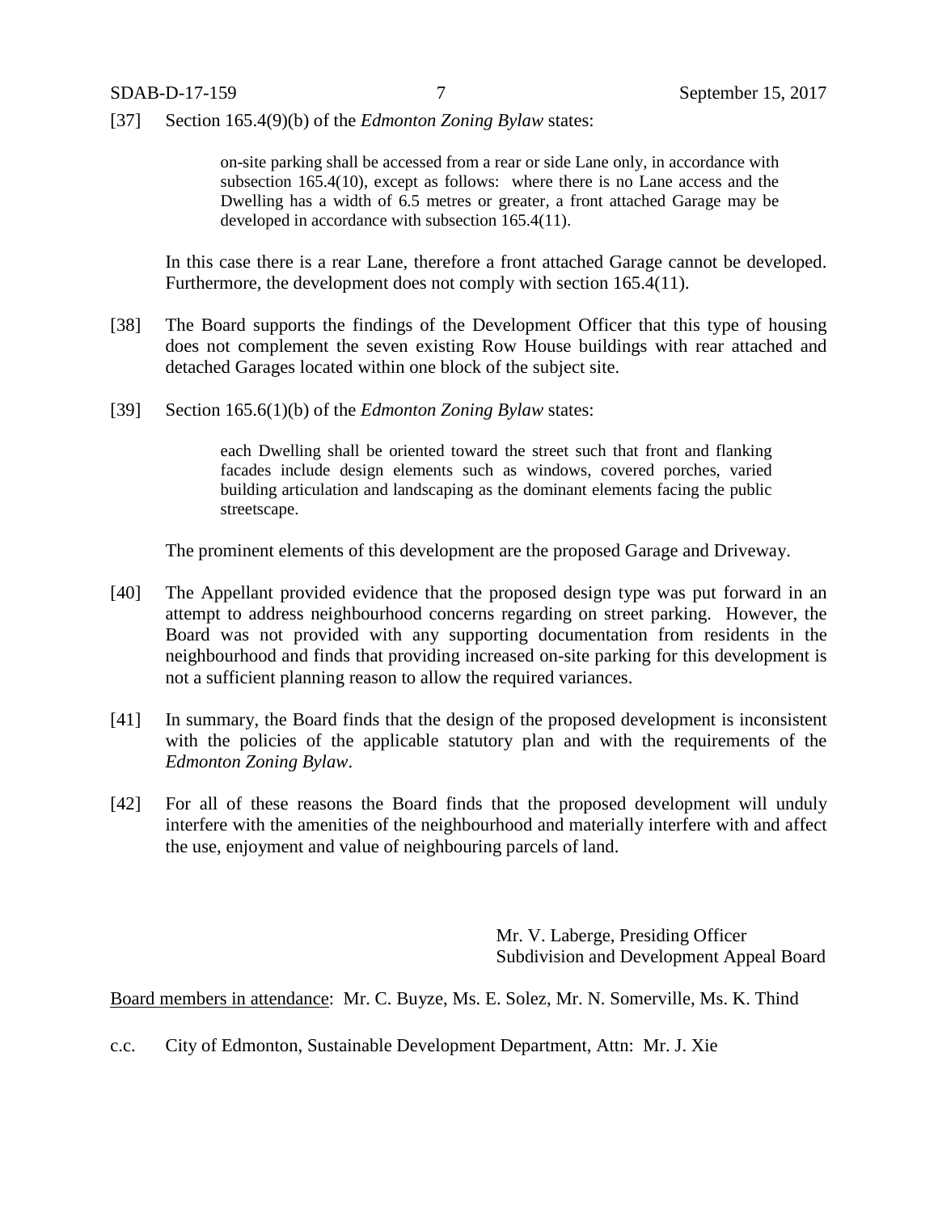[37] Section 165.4(9)(b) of the *Edmonton Zoning Bylaw* states:

> on-site parking shall be accessed from a rear or side Lane only, in accordance with subsection 165.4(10), except as follows: where there is no Lane access and the Dwelling has a width of 6.5 metres or greater, a front attached Garage may be developed in accordance with subsection 165.4(11).

In this case there is a rear Lane, therefore a front attached Garage cannot be developed. Furthermore, the development does not comply with section 165.4(11).

[38] The Board supports the findings of the Development Officer that this type of housing does not complement the seven existing Row House buildings with rear attached and detached Garages located within one block of the subject site.

[39] Section 165.6(1)(b) of the *Edmonton Zoning Bylaw* states:

> each Dwelling shall be oriented toward the street such that front and flanking facades include design elements such as windows, covered porches, varied building articulation and landscaping as the dominant elements facing the public streetscape.

The prominent elements of this development are the proposed Garage and Driveway.

[40] The Appellant provided evidence that the proposed design type was put forward in an attempt to address neighbourhood concerns regarding on street parking. However, the Board was not provided with any supporting documentation from residents in the neighbourhood and finds that providing increased on-site parking for this development is not a sufficient planning reason to allow the required variances.

[41] In summary, the Board finds that the design of the proposed development is inconsistent with the policies of the applicable statutory plan and with the requirements of the *Edmonton Zoning Bylaw*.

[42] For all of these reasons the Board finds that the proposed development will unduly interfere with the amenities of the neighbourhood and materially interfere with and affect the use, enjoyment and value of neighbouring parcels of land.

Mr. V. Laberge, Presiding Officer
Subdivision and Development Appeal Board

Board members in attendance: Mr. C. Buyze, Ms. E. Solez, Mr. N. Somerville, Ms. K. Thind

c.c. City of Edmonton, Sustainable Development Department, Attn: Mr. J. Xie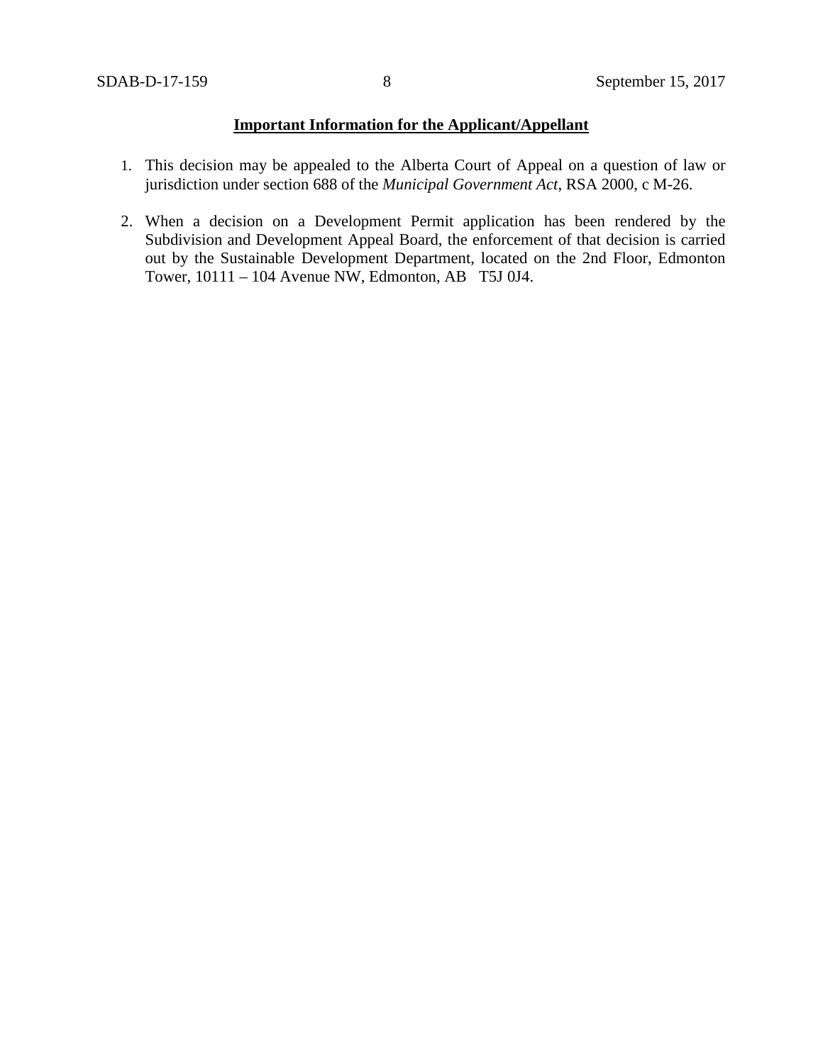**Important Information for the Applicant/Appellant**

1. This decision may be appealed to the Alberta Court of Appeal on a question of law or jurisdiction under section 688 of the *Municipal Government Act*, RSA 2000, c M-26.

2. When a decision on a Development Permit application has been rendered by the Subdivision and Development Appeal Board, the enforcement of that decision is carried out by the Sustainable Development Department, located on the 2nd Floor, Edmonton Tower, 10111 – 104 Avenue NW, Edmonton, AB T5J 0J4.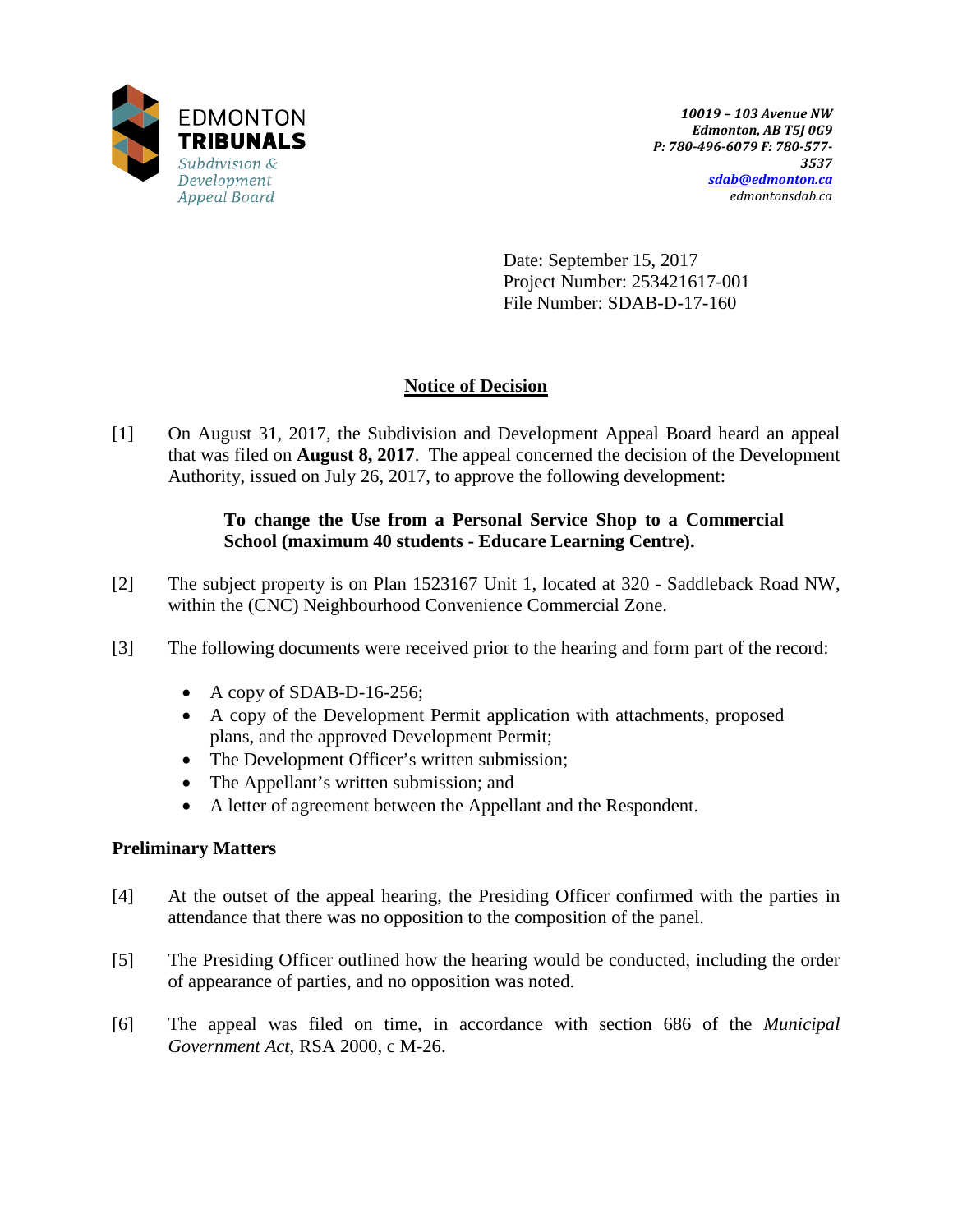EDMONTON
**TRIBUNALS**
*Subdivision & Development Appeal Board*

*10019 – 103 Avenue NW*
*Edmonton, AB T5J 0G9*
*P: 780-496-6079 F: 780-577-3537*
*sdab@edmonton.ca*
*edmontonsdab.ca*

Date: September 15, 2017
Project Number: 253421617-001
File Number: SDAB-D-17-160

## Notice of Decision

[1] On August 31, 2017, the Subdivision and Development Appeal Board heard an appeal that was filed on **August 8, 2017**. The appeal concerned the decision of the Development Authority, issued on July 26, 2017, to approve the following development:

> **To change the Use from a Personal Service Shop to a Commercial School (maximum 40 students - Educare Learning Centre).**

[2] The subject property is on Plan 1523167 Unit 1, located at 320 - Saddleback Road NW, within the (CNC) Neighbourhood Convenience Commercial Zone.

[3] The following documents were received prior to the hearing and form part of the record:

- A copy of SDAB-D-16-256;
- A copy of the Development Permit application with attachments, proposed plans, and the approved Development Permit;
- The Development Officer's written submission;
- The Appellant's written submission; and
- A letter of agreement between the Appellant and the Respondent.

### Preliminary Matters

[4] At the outset of the appeal hearing, the Presiding Officer confirmed with the parties in attendance that there was no opposition to the composition of the panel.

[5] The Presiding Officer outlined how the hearing would be conducted, including the order of appearance of parties, and no opposition was noted.

[6] The appeal was filed on time, in accordance with section 686 of the *Municipal Government Act*, RSA 2000, c M-26.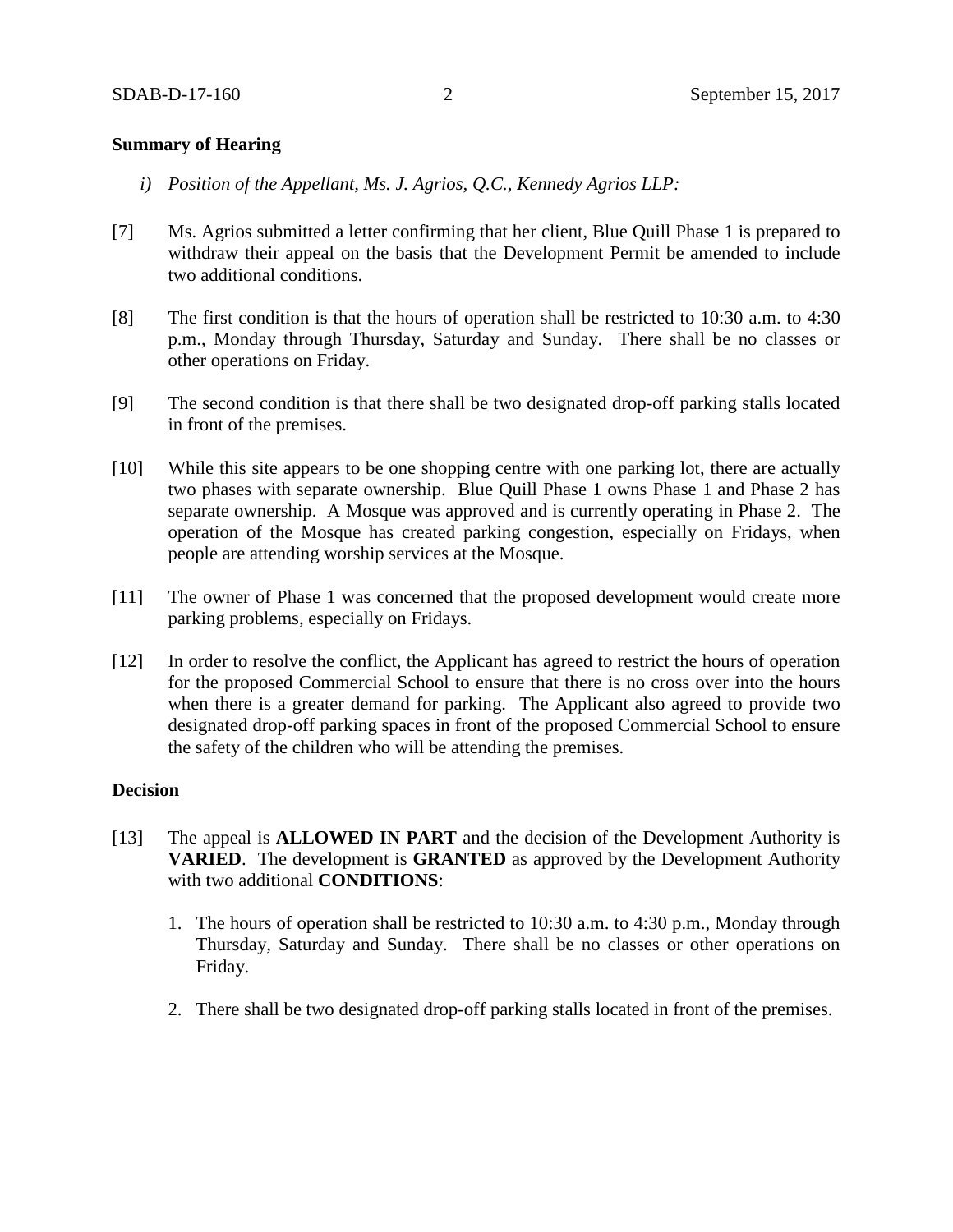**Summary of Hearing**

*i) Position of the Appellant, Ms. J. Agrios, Q.C., Kennedy Agrios LLP:*

[7] Ms. Agrios submitted a letter confirming that her client, Blue Quill Phase 1 is prepared to withdraw their appeal on the basis that the Development Permit be amended to include two additional conditions.

[8] The first condition is that the hours of operation shall be restricted to 10:30 a.m. to 4:30 p.m., Monday through Thursday, Saturday and Sunday. There shall be no classes or other operations on Friday.

[9] The second condition is that there shall be two designated drop-off parking stalls located in front of the premises.

[10] While this site appears to be one shopping centre with one parking lot, there are actually two phases with separate ownership. Blue Quill Phase 1 owns Phase 1 and Phase 2 has separate ownership. A Mosque was approved and is currently operating in Phase 2. The operation of the Mosque has created parking congestion, especially on Fridays, when people are attending worship services at the Mosque.

[11] The owner of Phase 1 was concerned that the proposed development would create more parking problems, especially on Fridays.

[12] In order to resolve the conflict, the Applicant has agreed to restrict the hours of operation for the proposed Commercial School to ensure that there is no cross over into the hours when there is a greater demand for parking. The Applicant also agreed to provide two designated drop-off parking spaces in front of the proposed Commercial School to ensure the safety of the children who will be attending the premises.

**Decision**

[13] The appeal is **ALLOWED IN PART** and the decision of the Development Authority is **VARIED**. The development is **GRANTED** as approved by the Development Authority with two additional **CONDITIONS**:

1. The hours of operation shall be restricted to 10:30 a.m. to 4:30 p.m., Monday through Thursday, Saturday and Sunday. There shall be no classes or other operations on Friday.

2. There shall be two designated drop-off parking stalls located in front of the premises.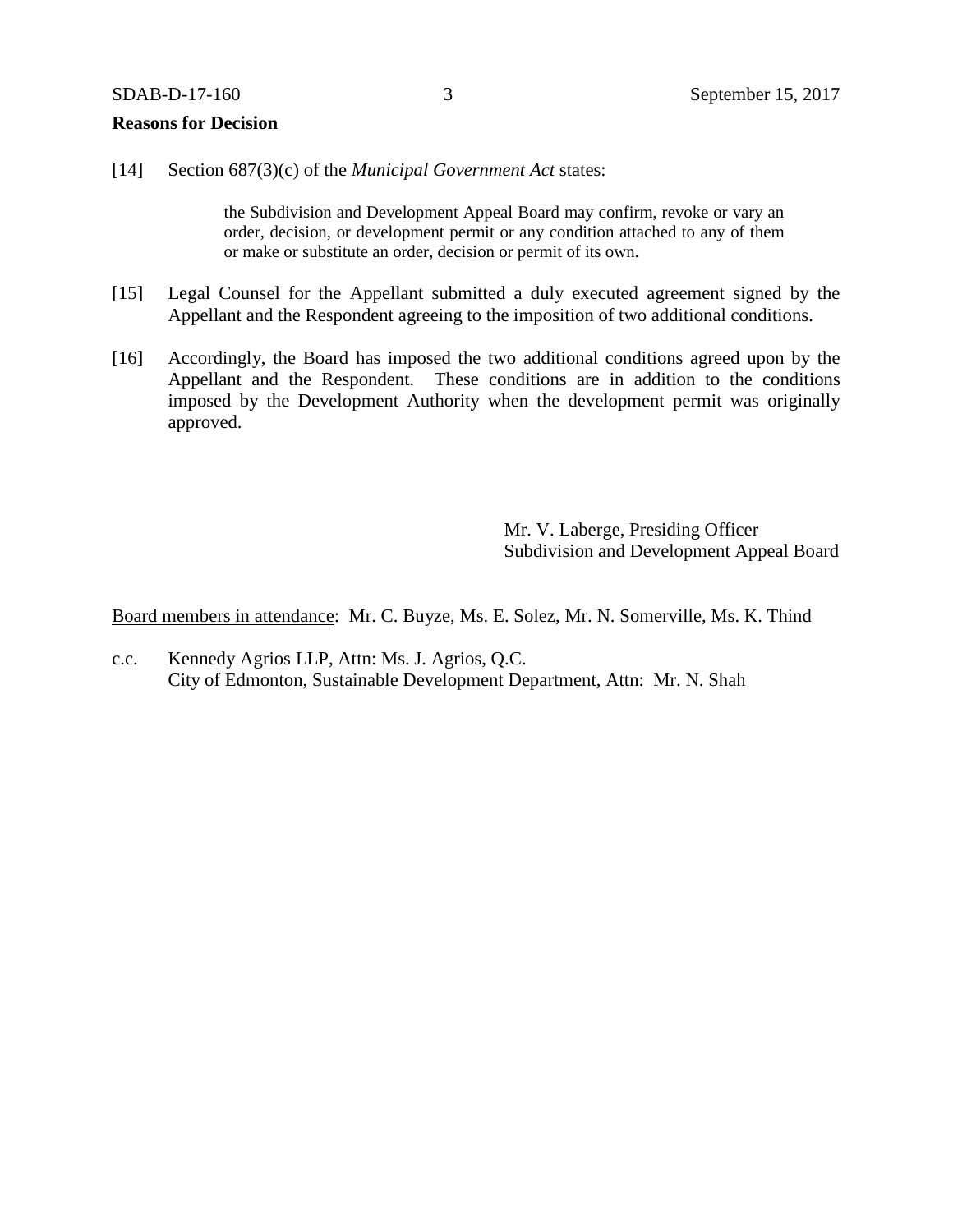**Reasons for Decision**

[14] Section 687(3)(c) of the *Municipal Government Act* states:

> the Subdivision and Development Appeal Board may confirm, revoke or vary an order, decision, or development permit or any condition attached to any of them or make or substitute an order, decision or permit of its own.

[15] Legal Counsel for the Appellant submitted a duly executed agreement signed by the Appellant and the Respondent agreeing to the imposition of two additional conditions.

[16] Accordingly, the Board has imposed the two additional conditions agreed upon by the Appellant and the Respondent. These conditions are in addition to the conditions imposed by the Development Authority when the development permit was originally approved.

Mr. V. Laberge, Presiding Officer
Subdivision and Development Appeal Board

Board members in attendance: Mr. C. Buyze, Ms. E. Solez, Mr. N. Somerville, Ms. K. Thind

c.c. Kennedy Agrios LLP, Attn: Ms. J. Agrios, Q.C.
City of Edmonton, Sustainable Development Department, Attn: Mr. N. Shah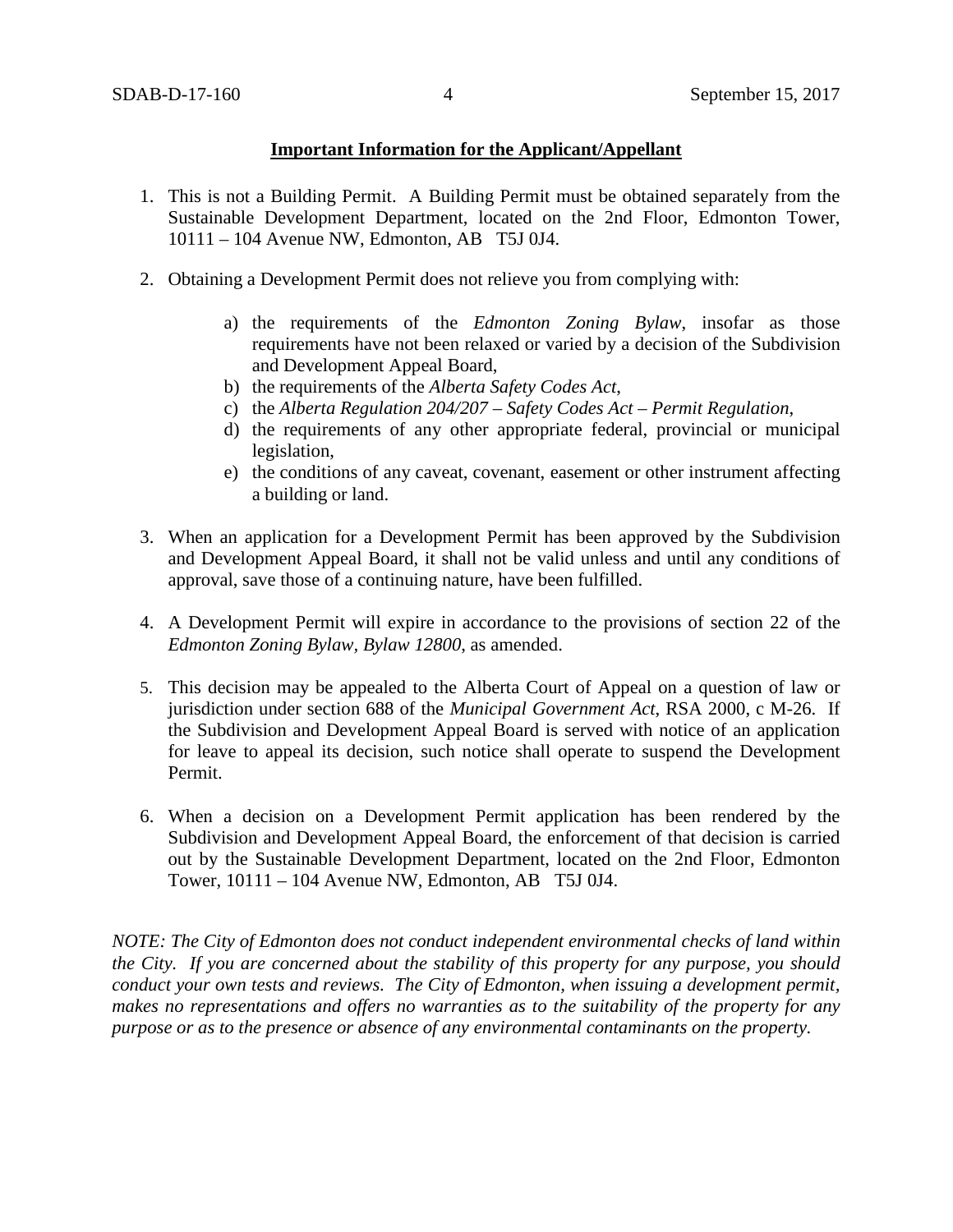**Important Information for the Applicant/Appellant**

1. This is not a Building Permit. A Building Permit must be obtained separately from the Sustainable Development Department, located on the 2nd Floor, Edmonton Tower, 10111 – 104 Avenue NW, Edmonton, AB T5J 0J4.

2. Obtaining a Development Permit does not relieve you from complying with:

   a) the requirements of the *Edmonton Zoning Bylaw*, insofar as those requirements have not been relaxed or varied by a decision of the Subdivision and Development Appeal Board,
   b) the requirements of the *Alberta Safety Codes Act*,
   c) the *Alberta Regulation 204/207 – Safety Codes Act – Permit Regulation*,
   d) the requirements of any other appropriate federal, provincial or municipal legislation,
   e) the conditions of any caveat, covenant, easement or other instrument affecting a building or land.

3. When an application for a Development Permit has been approved by the Subdivision and Development Appeal Board, it shall not be valid unless and until any conditions of approval, save those of a continuing nature, have been fulfilled.

4. A Development Permit will expire in accordance to the provisions of section 22 of the *Edmonton Zoning Bylaw, Bylaw 12800*, as amended.

5. This decision may be appealed to the Alberta Court of Appeal on a question of law or jurisdiction under section 688 of the *Municipal Government Act*, RSA 2000, c M-26. If the Subdivision and Development Appeal Board is served with notice of an application for leave to appeal its decision, such notice shall operate to suspend the Development Permit.

6. When a decision on a Development Permit application has been rendered by the Subdivision and Development Appeal Board, the enforcement of that decision is carried out by the Sustainable Development Department, located on the 2nd Floor, Edmonton Tower, 10111 – 104 Avenue NW, Edmonton, AB T5J 0J4.

*NOTE: The City of Edmonton does not conduct independent environmental checks of land within the City. If you are concerned about the stability of this property for any purpose, you should conduct your own tests and reviews. The City of Edmonton, when issuing a development permit, makes no representations and offers no warranties as to the suitability of the property for any purpose or as to the presence or absence of any environmental contaminants on the property.*